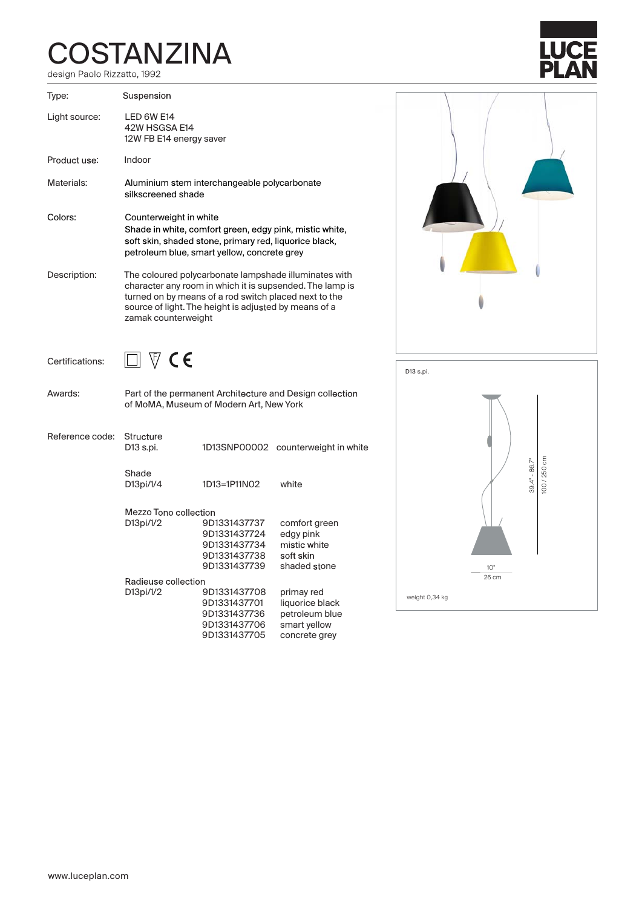# COSTANZINA

design Paolo Rizzatto, 1992

LUCE PLAN

| | |
|---|---|
| Type: | Suspension |
| Light source: | LED 6W E14<br>42W HSGSA E14<br>12W FB E14 energy saver |
| Product use: | Indoor |
| Materials: | Aluminium stem interchangeable polycarbonate silkscreened shade |
| Colors: | Counterweight in white<br>Shade in white, comfort green, edgy pink, mistic white, soft skin, shaded stone, primary red, liquorice black, petroleum blue, smart yellow, concrete grey |
| Description: | The coloured polycarbonate lampshade illuminates with character any room in which it is supsended. The lamp is turned on by means of a rod switch placed next to the source of light. The height is adjusted by means of a zamak counterweight |
| Certifications: | ☐ F CE |
| Awards: | Part of the permanent Architecture and Design collection of MoMA, Museum of Modern Art, New York |

Reference code:

| | | |
|---|---|---|
| **Structure** | | |
| D13 s.pi. | 1D13SNP00002 | counterweight in white |
| **Shade** | | |
| D13pi/1/4 | 1D13=1P11N02 | white |
| **Mezzo Tono collection** | | |
| D13pi/1/2 | 9D1331437737 | comfort green |
| | 9D1331437724 | edgy pink |
| | 9D1331437734 | mistic white |
| | 9D1331437738 | soft skin |
| | 9D1331437739 | shaded stone |
| **Radieuse collection** | | |
| D13pi/1/2 | 9D1331437708 | primay red |
| | 9D1331437701 | liquorice black |
| | 9D1331437736 | petroleum blue |
| | 9D1331437706 | smart yellow |
| | 9D1331437705 | concrete grey |

D13 s.pi.

39.4" - 86.7"
100 / 250 cm
10"
26 cm

weight 0,34 kg

www.luceplan.com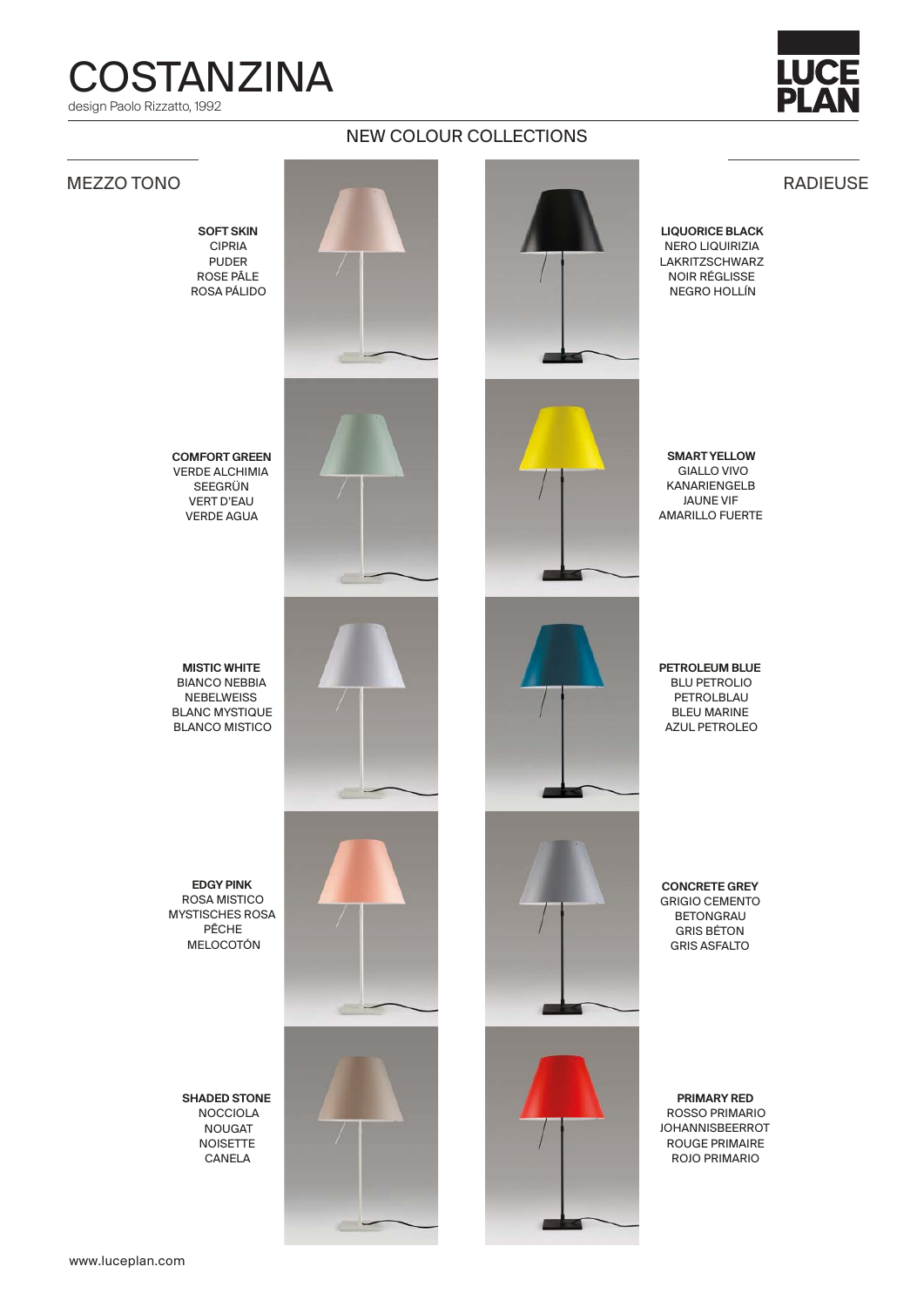# COSTANZINA

design Paolo Rizzatto, 1992

LUCE PLAN

## NEW COLOUR COLLECTIONS

### MEZZO TONO

**SOFT SKIN**
CIPRIA
PUDER
ROSE PÂLE
ROSA PÁLIDO

**COMFORT GREEN**
VERDE ALCHIMIA
SEEGRÜN
VERT D'EAU
VERDE AGUA

**MISTIC WHITE**
BIANCO NEBBIA
NEBELWEISS
BLANC MYSTIQUE
BLANCO MISTICO

**EDGY PINK**
ROSA MISTICO
MYSTISCHES ROSA
PÊCHE
MELOCOTÓN

**SHADED STONE**
NOCCIOLA
NOUGAT
NOISETTE
CANELA

### RADIEUSE

**LIQUORICE BLACK**
NERO LIQUIRIZIA
LAKRITZSCHWARZ
NOIR RÉGLISSE
NEGRO HOLLÍN

**SMART YELLOW**
GIALLO VIVO
KANARIENGELB
JAUNE VIF
AMARILLO FUERTE

**PETROLEUM BLUE**
BLU PETROLIO
PETROLBLAU
BLEU MARINE
AZUL PETROLEO

**CONCRETE GREY**
GRIGIO CEMENTO
BETONGRAU
GRIS BÉTON
GRIS ASFALTO

**PRIMARY RED**
ROSSO PRIMARIO
JOHANNISBEERROT
ROUGE PRIMAIRE
ROJO PRIMARIO

www.luceplan.com